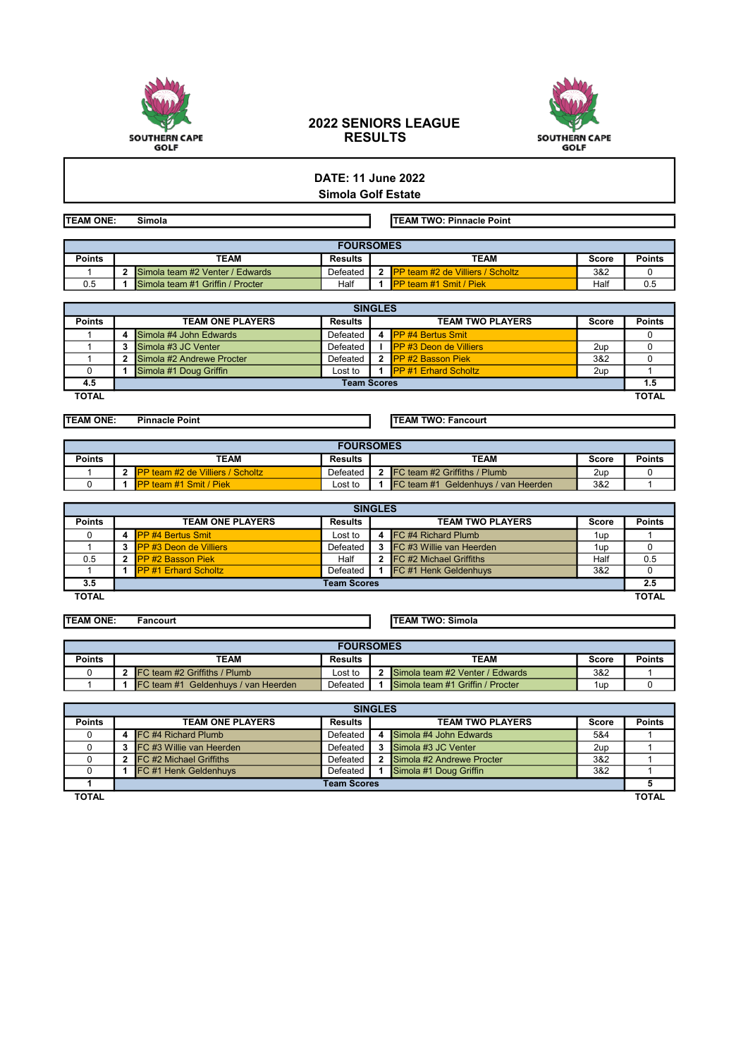SOUTHERN CAPE GOLF

# 2022 SENIORS LEAGUE RESULTS

SOUTHERN CAPE GOLF

**DATE: 11 June 2022**
**Simola Golf Estate**

**TEAM ONE: Simola** | **TEAM TWO: Pinnacle Point**

**FOURSOMES**

| Points | | TEAM | Results | | TEAM | Score | Points |
|---|---|---|---|---|---|---|---|
| 1 | 2 | Simola team #2 Venter / Edwards | Defeated | 2 | PP team #2 de Villiers / Scholtz | 3&2 | 0 |
| 0.5 | 1 | Simola team #1 Griffin / Procter | Half | 1 | PP team #1 Smit / Piek | Half | 0.5 |

**SINGLES**

| Points | | TEAM ONE PLAYERS | Results | | TEAM TWO PLAYERS | Score | Points |
|---|---|---|---|---|---|---|---|
| 1 | 4 | Simola #4 John Edwards | Defeated | 4 | PP #4 Bertus Smit | | 0 |
| 1 | 3 | Simola #3 JC Venter | Defeated | l | PP #3 Deon de Villiers | 2up | 0 |
| 1 | 2 | Simola #2 Andrewe Procter | Defeated | 2 | PP #2 Basson Piek | 3&2 | 0 |
| 0 | 1 | Simola #1 Doug Griffin | Lost to | 1 | PP #1 Erhard Scholtz | 2up | 1 |
| 4.5 | | | Team Scores | | | | 1.5 |
| TOTAL | | | | | | | TOTAL |

**TEAM ONE: Pinnacle Point** | **TEAM TWO: Fancourt**

**FOURSOMES**

| Points | | TEAM | Results | | TEAM | Score | Points |
|---|---|---|---|---|---|---|---|
| 1 | 2 | PP team #2 de Villiers / Scholtz | Defeated | 2 | FC team #2 Griffiths / Plumb | 2up | 0 |
| 0 | 1 | PP team #1 Smit / Piek | Lost to | 1 | FC team #1 Geldenhuys / van Heerden | 3&2 | 1 |

**SINGLES**

| Points | | TEAM ONE PLAYERS | Results | | TEAM TWO PLAYERS | Score | Points |
|---|---|---|---|---|---|---|---|
| 0 | 4 | PP #4 Bertus Smit | Lost to | 4 | FC #4 Richard Plumb | 1up | 1 |
| 1 | 3 | PP #3 Deon de Villiers | Defeated | 3 | FC #3 Willie van Heerden | 1up | 0 |
| 0.5 | 2 | PP #2 Basson Piek | Half | 2 | FC #2 Michael Griffiths | Half | 0.5 |
| 1 | 1 | PP #1 Erhard Scholtz | Defeated | 1 | FC #1 Henk Geldenhuys | 3&2 | 0 |
| 3.5 | | | Team Scores | | | | 2.5 |
| TOTAL | | | | | | | TOTAL |

**TEAM ONE: Fancourt** | **TEAM TWO: Simola**

**FOURSOMES**

| Points | | TEAM | Results | | TEAM | Score | Points |
|---|---|---|---|---|---|---|---|
| 0 | 2 | FC team #2 Griffiths / Plumb | Lost to | 2 | Simola team #2 Venter / Edwards | 3&2 | 1 |
| 1 | 1 | FC team #1 Geldenhuys / van Heerden | Defeated | 1 | Simola team #1 Griffin / Procter | 1up | 0 |

**SINGLES**

| Points | | TEAM ONE PLAYERS | Results | | TEAM TWO PLAYERS | Score | Points |
|---|---|---|---|---|---|---|---|
| 0 | 4 | FC #4 Richard Plumb | Defeated | 4 | Simola #4 John Edwards | 5&4 | 1 |
| 0 | 3 | FC #3 Willie van Heerden | Defeated | 3 | Simola #3 JC Venter | 2up | 1 |
| 0 | 2 | FC #2 Michael Griffiths | Defeated | 2 | Simola #2 Andrewe Procter | 3&2 | 1 |
| 0 | 1 | FC #1 Henk Geldenhuys | Defeated | 1 | Simola #1 Doug Griffin | 3&2 | 1 |
| 1 | | | Team Scores | | | | 5 |
| TOTAL | | | | | | | TOTAL |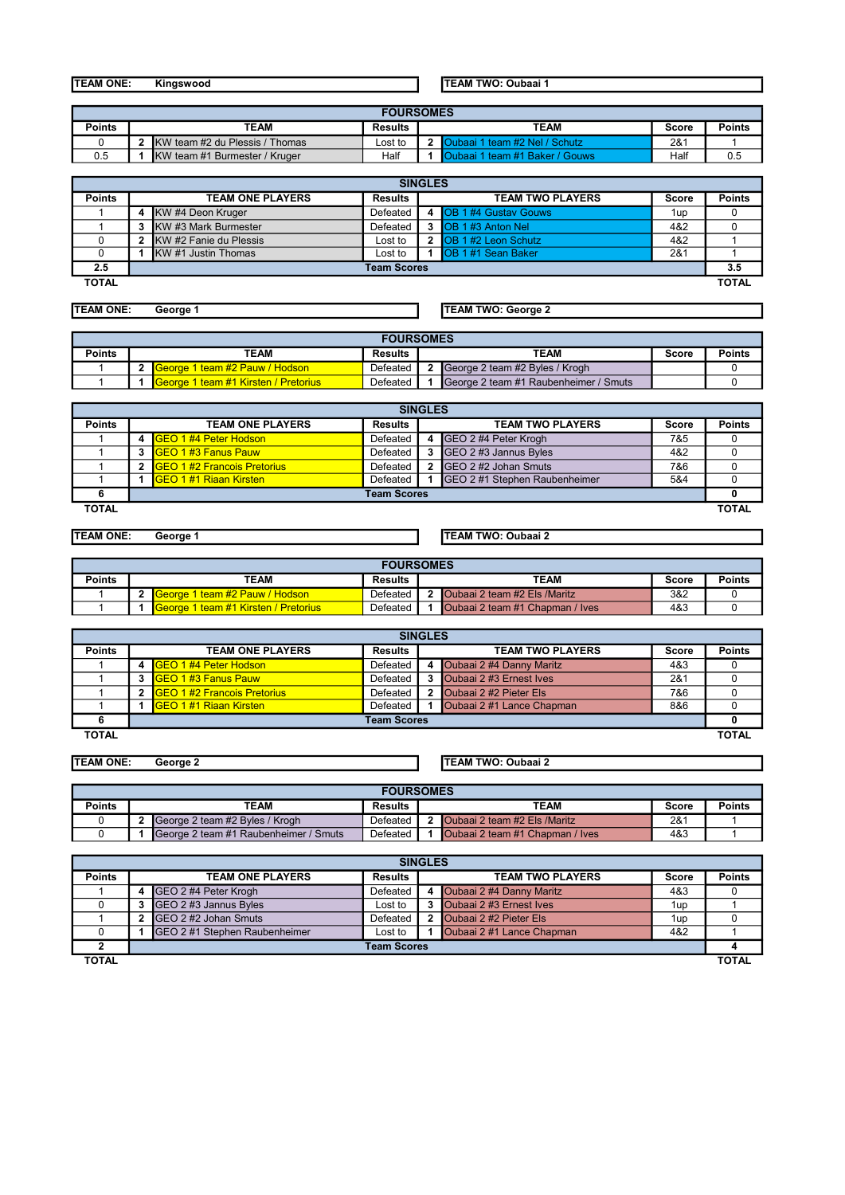| TEAM ONE: | Kingswood |
|---|---|

| TEAM TWO: Oubaai 1 |
|---|

| FOURSOMES | | | | | | | |
|---|---|---|---|---|---|---|---|
| Points | | TEAM | Results | | TEAM | Score | Points |
| 0 | 2 | KW team #2 du Plessis / Thomas | Lost to | 2 | Oubaai 1 team #2 Nel / Schutz | 2&1 | 1 |
| 0.5 | 1 | KW team #1 Burmester / Kruger | Half | 1 | Oubaai 1 team #1 Baker / Gouws | Half | 0.5 |

| SINGLES | | | | | | | |
|---|---|---|---|---|---|---|---|
| Points | | TEAM ONE PLAYERS | Results | | TEAM TWO PLAYERS | Score | Points |
| 1 | 4 | KW #4 Deon Kruger | Defeated | 4 | OB 1 #4 Gustav Gouws | 1up | 0 |
| 1 | 3 | KW #3 Mark Burmester | Defeated | 3 | OB 1 #3 Anton Nel | 4&2 | 0 |
| 0 | 2 | KW #2 Fanie du Plessis | Lost to | 2 | OB 1 #2 Leon Schutz | 4&2 | 1 |
| 0 | 1 | KW #1 Justin Thomas | Lost to | 1 | OB 1 #1 Sean Baker | 2&1 | 1 |
| 2.5 | | | Team Scores | | | | 3.5 |
| TOTAL | | | | | | | TOTAL |

| TEAM ONE: | George 1 |
|---|---|

| TEAM TWO: George 2 |
|---|

| FOURSOMES | | | | | | | |
|---|---|---|---|---|---|---|---|
| Points | | TEAM | Results | | TEAM | Score | Points |
| 1 | 2 | George 1 team #2 Pauw / Hodson | Defeated | 2 | George 2 team #2 Byles / Krogh | | 0 |
| 1 | 1 | George 1 team #1 Kirsten / Pretorius | Defeated | 1 | George 2 team #1 Raubenheimer / Smuts | | 0 |

| SINGLES | | | | | | | |
|---|---|---|---|---|---|---|---|
| Points | | TEAM ONE PLAYERS | Results | | TEAM TWO PLAYERS | Score | Points |
| 1 | 4 | GEO 1 #4 Peter Hodson | Defeated | 4 | GEO 2 #4 Peter Krogh | 7&5 | 0 |
| 1 | 3 | GEO 1 #3 Fanus Pauw | Defeated | 3 | GEO 2 #3 Jannus Byles | 4&2 | 0 |
| 1 | 2 | GEO 1 #2 Francois Pretorius | Defeated | 2 | GEO 2 #2 Johan Smuts | 7&6 | 0 |
| 1 | 1 | GEO 1 #1 Riaan Kirsten | Defeated | 1 | GEO 2 #1 Stephen Raubenheimer | 5&4 | 0 |
| 6 | | | Team Scores | | | | 0 |
| TOTAL | | | | | | | TOTAL |

| TEAM ONE: | George 1 |
|---|---|

| TEAM TWO: Oubaai 2 |
|---|

| FOURSOMES | | | | | | | |
|---|---|---|---|---|---|---|---|
| Points | | TEAM | Results | | TEAM | Score | Points |
| 1 | 2 | George 1 team #2 Pauw / Hodson | Defeated | 2 | Oubaai 2 team #2 Els /Maritz | 3&2 | 0 |
| 1 | 1 | George 1 team #1 Kirsten / Pretorius | Defeated | 1 | Oubaai 2 team #1 Chapman / Ives | 4&3 | 0 |

| SINGLES | | | | | | | |
|---|---|---|---|---|---|---|---|
| Points | | TEAM ONE PLAYERS | Results | | TEAM TWO PLAYERS | Score | Points |
| 1 | 4 | GEO 1 #4 Peter Hodson | Defeated | 4 | Oubaai 2 #4 Danny Maritz | 4&3 | 0 |
| 1 | 3 | GEO 1 #3 Fanus Pauw | Defeated | 3 | Oubaai 2 #3 Ernest Ives | 2&1 | 0 |
| 1 | 2 | GEO 1 #2 Francois Pretorius | Defeated | 2 | Oubaai 2 #2 Pieter Els | 7&6 | 0 |
| 1 | 1 | GEO 1 #1 Riaan Kirsten | Defeated | 1 | Oubaai 2 #1 Lance Chapman | 8&6 | 0 |
| 6 | | | Team Scores | | | | 0 |
| TOTAL | | | | | | | TOTAL |

| TEAM ONE: | George 2 |
|---|---|

| TEAM TWO: Oubaai 2 |
|---|

| FOURSOMES | | | | | | | |
|---|---|---|---|---|---|---|---|
| Points | | TEAM | Results | | TEAM | Score | Points |
| 0 | 2 | George 2 team #2 Byles / Krogh | Defeated | 2 | Oubaai 2 team #2 Els /Maritz | 2&1 | 1 |
| 0 | 1 | George 2 team #1 Raubenheimer / Smuts | Defeated | 1 | Oubaai 2 team #1 Chapman / Ives | 4&3 | 1 |

| SINGLES | | | | | | | |
|---|---|---|---|---|---|---|---|
| Points | | TEAM ONE PLAYERS | Results | | TEAM TWO PLAYERS | Score | Points |
| 1 | 4 | GEO 2 #4 Peter Krogh | Defeated | 4 | Oubaai 2 #4 Danny Maritz | 4&3 | 0 |
| 0 | 3 | GEO 2 #3 Jannus Byles | Lost to | 3 | Oubaai 2 #3 Ernest Ives | 1up | 1 |
| 1 | 2 | GEO 2 #2 Johan Smuts | Defeated | 2 | Oubaai 2 #2 Pieter Els | 1up | 0 |
| 0 | 1 | GEO 2 #1 Stephen Raubenheimer | Lost to | 1 | Oubaai 2 #1 Lance Chapman | 4&2 | 1 |
| 2 | | | Team Scores | | | | 4 |
| TOTAL | | | | | | | TOTAL |